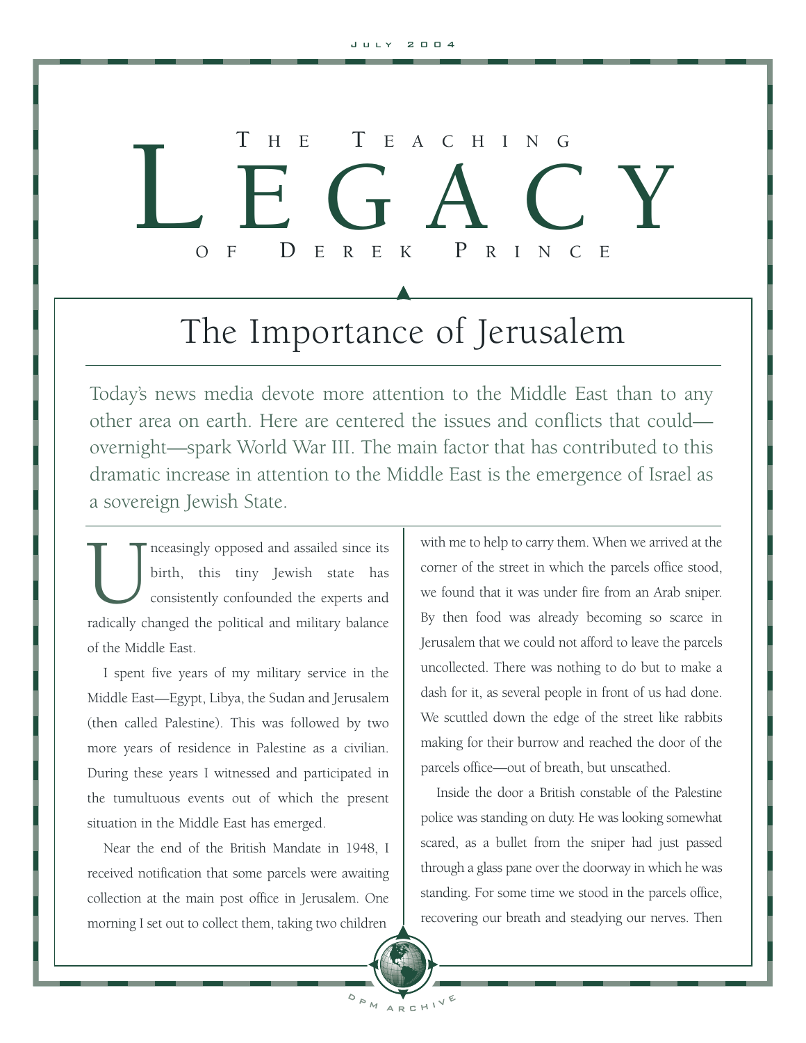# The Teaching Legacy of Derek Prince

## The Importance of Jerusalem

Today's news media devote more attention to the Middle East than to any other area on earth. Here are centered the issues and conflicts that could—overnight—spark World War III. The main factor that has contributed to this dramatic increase in attention to the Middle East is the emergence of Israel as a sovereign Jewish State.

Unceasingly opposed and assailed since its birth, this tiny Jewish state has consistently confounded the experts and radically changed the political and military balance of the Middle East.

I spent five years of my military service in the Middle East—Egypt, Libya, the Sudan and Jerusalem (then called Palestine). This was followed by two more years of residence in Palestine as a civilian. During these years I witnessed and participated in the tumultuous events out of which the present situation in the Middle East has emerged.

Near the end of the British Mandate in 1948, I received notification that some parcels were awaiting collection at the main post office in Jerusalem. One morning I set out to collect them, taking two children with me to help to carry them. When we arrived at the corner of the street in which the parcels office stood, we found that it was under fire from an Arab sniper. By then food was already becoming so scarce in Jerusalem that we could not afford to leave the parcels uncollected. There was nothing to do but to make a dash for it, as several people in front of us had done. We scuttled down the edge of the street like rabbits making for their burrow and reached the door of the parcels office—out of breath, but unscathed.

Inside the door a British constable of the Palestine police was standing on duty. He was looking somewhat scared, as a bullet from the sniper had just passed through a glass pane over the doorway in which he was standing. For some time we stood in the parcels office, recovering our breath and steadying our nerves. Then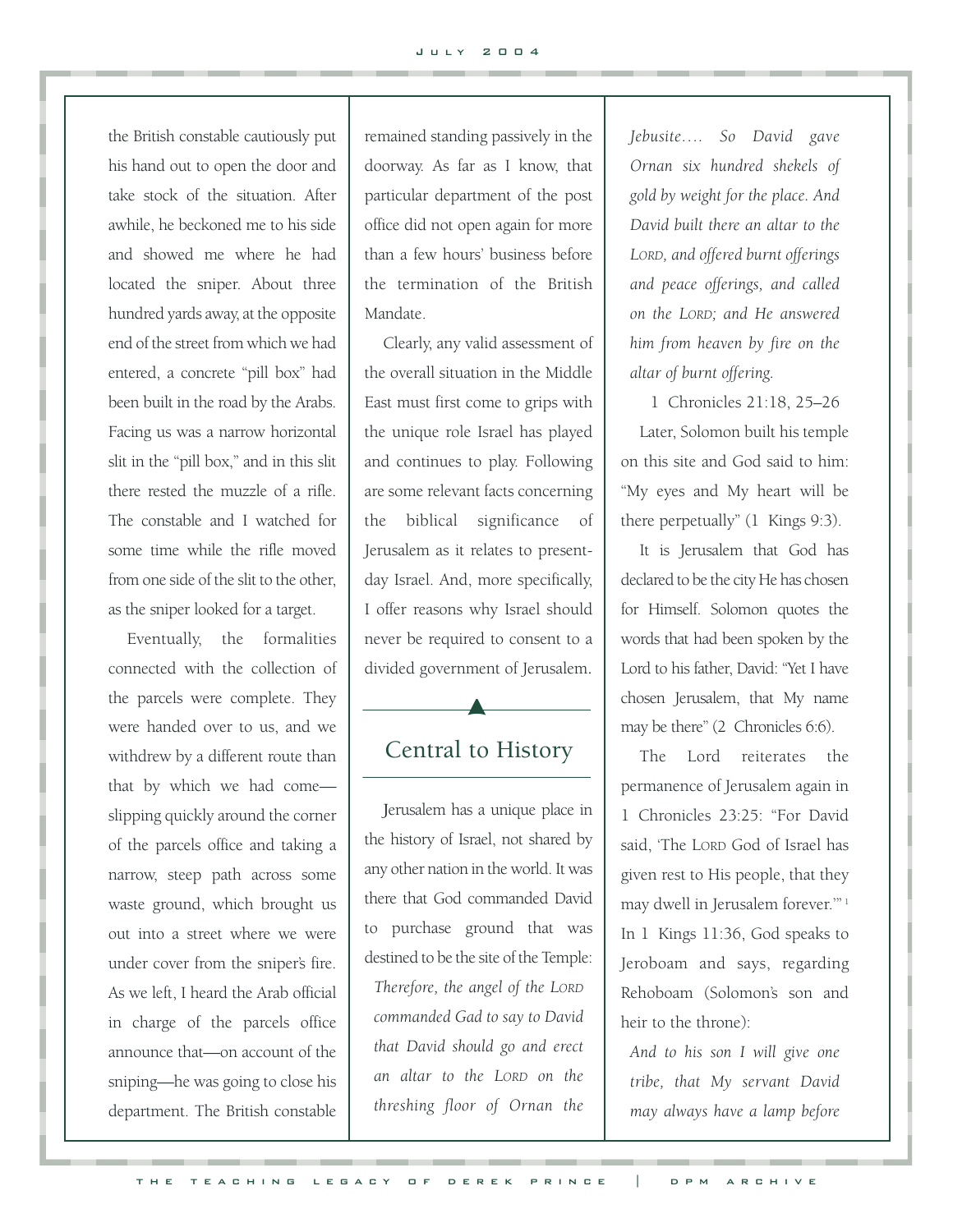the British constable cautiously put his hand out to open the door and take stock of the situation. After awhile, he beckoned me to his side and showed me where he had located the sniper. About three hundred yards away, at the opposite end of the street from which we had entered, a concrete "pill box" had been built in the road by the Arabs. Facing us was a narrow horizontal slit in the "pill box," and in this slit there rested the muzzle of a rifle. The constable and I watched for some time while the rifle moved from one side of the slit to the other, as the sniper looked for a target.

Eventually, the formalities connected with the collection of the parcels were complete. They were handed over to us, and we withdrew by a different route than that by which we had come—slipping quickly around the corner of the parcels office and taking a narrow, steep path across some waste ground, which brought us out into a street where we were under cover from the sniper's fire. As we left, I heard the Arab official in charge of the parcels office announce that—on account of the sniping—he was going to close his department. The British constable remained standing passively in the doorway. As far as I know, that particular department of the post office did not open again for more than a few hours' business before the termination of the British Mandate.

Clearly, any valid assessment of the overall situation in the Middle East must first come to grips with the unique role Israel has played and continues to play. Following are some relevant facts concerning the biblical significance of Jerusalem as it relates to present-day Israel. And, more specifically, I offer reasons why Israel should never be required to consent to a divided government of Jerusalem.

## Central to History

Jerusalem has a unique place in the history of Israel, not shared by any other nation in the world. It was there that God commanded David to purchase ground that was destined to be the site of the Temple:

> *Therefore, the angel of the LORD commanded Gad to say to David that David should go and erect an altar to the LORD on the threshing floor of Ornan the Jebusite.... So David gave Ornan six hundred shekels of gold by weight for the place. And David built there an altar to the LORD, and offered burnt offerings and peace offerings, and called on the LORD; and He answered him from heaven by fire on the altar of burnt offering.*
>
> 1 Chronicles 21:18, 25–26

Later, Solomon built his temple on this site and God said to him: "My eyes and My heart will be there perpetually" (1 Kings 9:3).

It is Jerusalem that God has declared to be the city He has chosen for Himself. Solomon quotes the words that had been spoken by the Lord to his father, David: "Yet I have chosen Jerusalem, that My name may be there" (2 Chronicles 6:6).

The Lord reiterates the permanence of Jerusalem again in 1 Chronicles 23:25: "For David said, 'The LORD God of Israel has given rest to His people, that they may dwell in Jerusalem forever.'"[1] In 1 Kings 11:36, God speaks to Jeroboam and says, regarding Rehoboam (Solomon's son and heir to the throne):

> *And to his son I will give one tribe, that My servant David may always have a lamp before*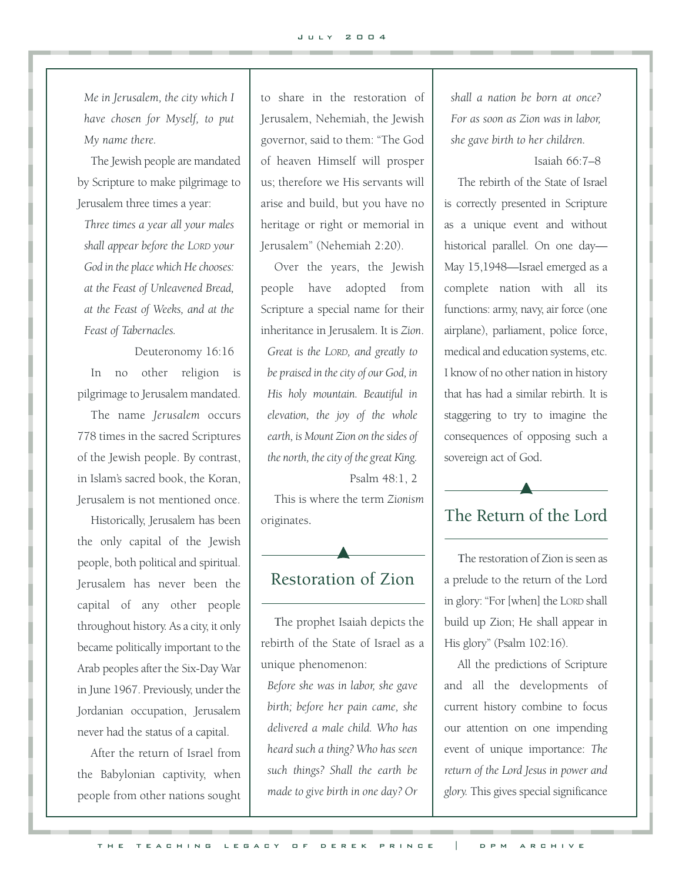*Me in Jerusalem, the city which I have chosen for Myself, to put My name there.*

The Jewish people are mandated by Scripture to make pilgrimage to Jerusalem three times a year:

*Three times a year all your males shall appear before the LORD your God in the place which He chooses: at the Feast of Unleavened Bread, at the Feast of Weeks, and at the Feast of Tabernacles.*

Deuteronomy 16:16

In no other religion is pilgrimage to Jerusalem mandated.

The name *Jerusalem* occurs 778 times in the sacred Scriptures of the Jewish people. By contrast, in Islam's sacred book, the Koran, Jerusalem is not mentioned once.

Historically, Jerusalem has been the only capital of the Jewish people, both political and spiritual. Jerusalem has never been the capital of any other people throughout history. As a city, it only became politically important to the Arab peoples after the Six-Day War in June 1967. Previously, under the Jordanian occupation, Jerusalem never had the status of a capital.

After the return of Israel from the Babylonian captivity, when people from other nations sought to share in the restoration of Jerusalem, Nehemiah, the Jewish governor, said to them: "The God of heaven Himself will prosper us; therefore we His servants will arise and build, but you have no heritage or right or memorial in Jerusalem" (Nehemiah 2:20).

Over the years, the Jewish people have adopted from Scripture a special name for their inheritance in Jerusalem. It is *Zion*.

*Great is the LORD, and greatly to be praised in the city of our God, in His holy mountain. Beautiful in elevation, the joy of the whole earth, is Mount Zion on the sides of the north, the city of the great King.*

Psalm 48:1, 2

This is where the term *Zionism* originates.

## Restoration of Zion

The prophet Isaiah depicts the rebirth of the State of Israel as a unique phenomenon:

*Before she was in labor, she gave birth; before her pain came, she delivered a male child. Who has heard such a thing? Who has seen such things? Shall the earth be made to give birth in one day? Or shall a nation be born at once? For as soon as Zion was in labor, she gave birth to her children.*

Isaiah 66:7–8

The rebirth of the State of Israel is correctly presented in Scripture as a unique event and without historical parallel. On one day—May 15,1948—Israel emerged as a complete nation with all its functions: army, navy, air force (one airplane), parliament, police force, medical and education systems, etc. I know of no other nation in history that has had a similar rebirth. It is staggering to try to imagine the consequences of opposing such a sovereign act of God.

## The Return of the Lord

The restoration of Zion is seen as a prelude to the return of the Lord in glory: "For [when] the LORD shall build up Zion; He shall appear in His glory" (Psalm 102:16).

All the predictions of Scripture and all the developments of current history combine to focus our attention on one impending event of unique importance: *The return of the Lord Jesus in power and glory.* This gives special significance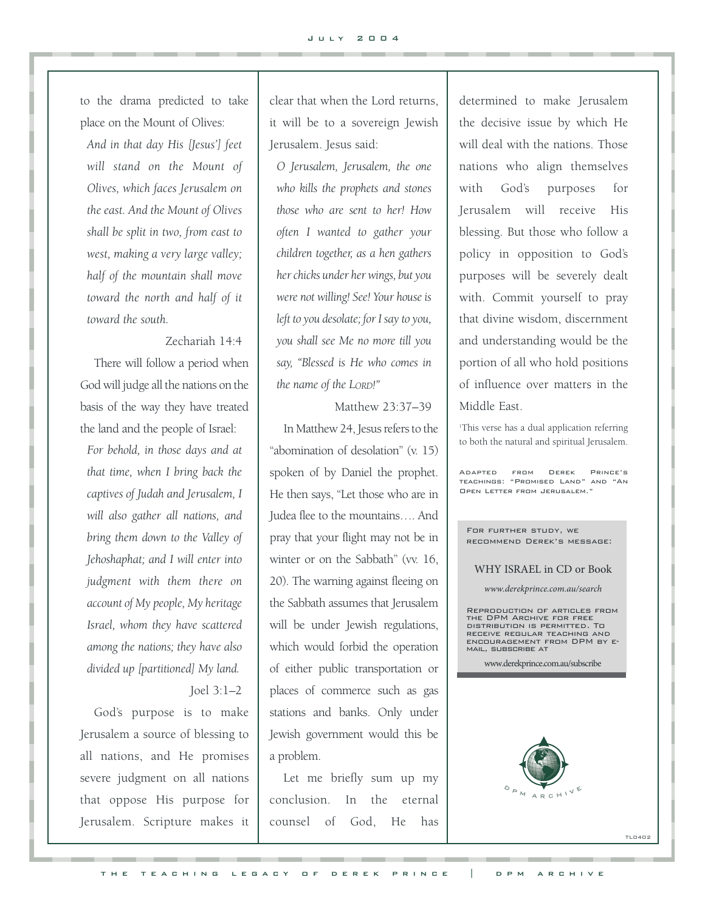to the drama predicted to take place on the Mount of Olives:

> *And in that day His [Jesus'] feet will stand on the Mount of Olives, which faces Jerusalem on the east. And the Mount of Olives shall be split in two, from east to west, making a very large valley; half of the mountain shall move toward the north and half of it toward the south.*
>
> Zechariah 14:4

There will follow a period when God will judge all the nations on the basis of the way they have treated the land and the people of Israel:

> *For behold, in those days and at that time, when I bring back the captives of Judah and Jerusalem, I will also gather all nations, and bring them down to the Valley of Jehoshaphat; and I will enter into judgment with them there on account of My people, My heritage Israel, whom they have scattered among the nations; they have also divided up [partitioned] My land.*
>
> Joel 3:1–2

God's purpose is to make Jerusalem a source of blessing to all nations, and He promises severe judgment on all nations that oppose His purpose for Jerusalem. Scripture makes it clear that when the Lord returns, it will be to a sovereign Jewish Jerusalem. Jesus said:

> *O Jerusalem, Jerusalem, the one who kills the prophets and stones those who are sent to her! How often I wanted to gather your children together, as a hen gathers her chicks under her wings, but you were not willing! See! Your house is left to you desolate; for I say to you, you shall see Me no more till you say, "Blessed is He who comes in the name of the LORD!"*
>
> Matthew 23:37–39

In Matthew 24, Jesus refers to the "abomination of desolation" (v. 15) spoken of by Daniel the prophet. He then says, "Let those who are in Judea flee to the mountains…. And pray that your flight may not be in winter or on the Sabbath" (vv. 16, 20). The warning against fleeing on the Sabbath assumes that Jerusalem will be under Jewish regulations, which would forbid the operation of either public transportation or places of commerce such as gas stations and banks. Only under Jewish government would this be a problem.

Let me briefly sum up my conclusion. In the eternal counsel of God, He has determined to make Jerusalem the decisive issue by which He will deal with the nations. Those nations who align themselves with God's purposes for Jerusalem will receive His blessing. But those who follow a policy in opposition to God's purposes will be severely dealt with. Commit yourself to pray that divine wisdom, discernment and understanding would be the portion of all who hold positions of influence over matters in the Middle East.

[1]This verse has a dual application referring to both the natural and spiritual Jerusalem.

ADAPTED FROM DEREK PRINCE'S TEACHINGS: "PROMISED LAND" AND "AN OPEN LETTER FROM JERUSALEM."

FOR FURTHER STUDY, WE RECOMMEND DEREK'S MESSAGE:

WHY ISRAEL in CD or Book

*www.derekprince.com.au/search*

REPRODUCTION OF ARTICLES FROM THE DPM ARCHIVE FOR FREE DISTRIBUTION IS PERMITTED. TO RECEIVE REGULAR TEACHING AND ENCOURAGEMENT FROM DPM BY E-MAIL, SUBSCRIBE AT

www.derekprince.com.au/subscribe

DPM ARCHIVE

TL0402